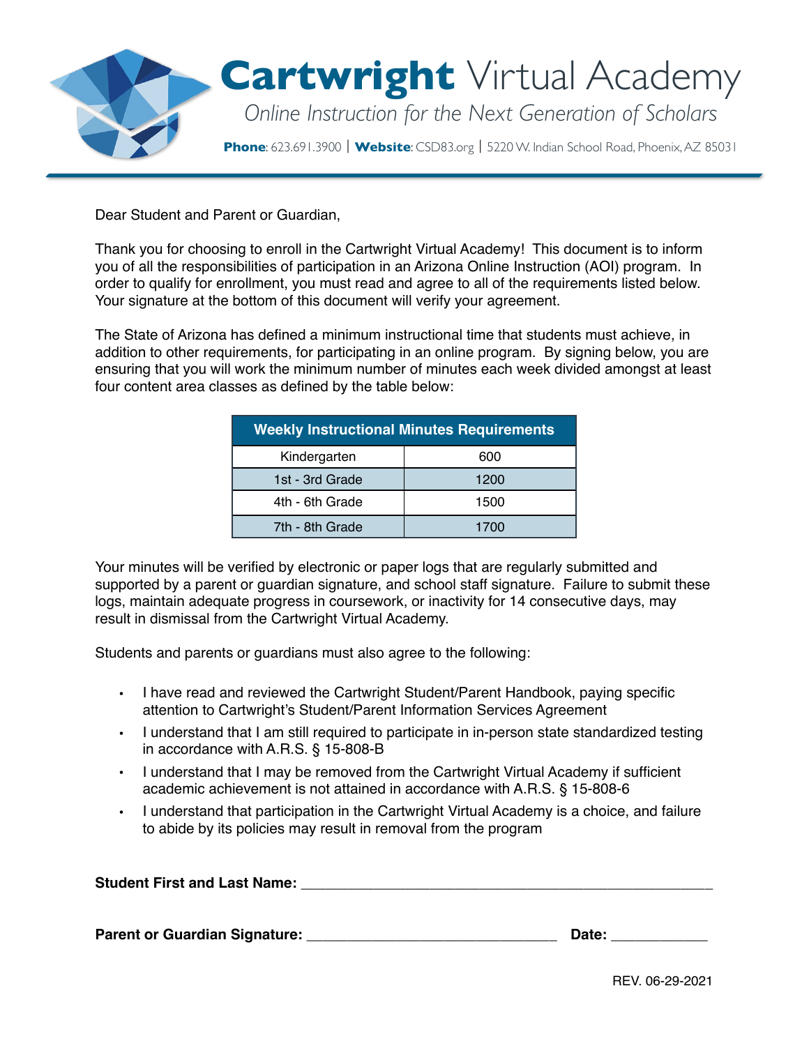# Cartwright Virtual Academy

*Online Instruction for the Next Generation of Scholars*

**Phone**: 623.691.3900 | **Website**: CSD83.org | 5220 W. Indian School Road, Phoenix, AZ 85031

Dear Student and Parent or Guardian,

Thank you for choosing to enroll in the Cartwright Virtual Academy! This document is to inform you of all the responsibilities of participation in an Arizona Online Instruction (AOI) program. In order to qualify for enrollment, you must read and agree to all of the requirements listed below. Your signature at the bottom of this document will verify your agreement.

The State of Arizona has defined a minimum instructional time that students must achieve, in addition to other requirements, for participating in an online program. By signing below, you are ensuring that you will work the minimum number of minutes each week divided amongst at least four content area classes as defined by the table below:

| Weekly Instructional Minutes Requirements | |
|---|---|
| Kindergarten | 600 |
| 1st - 3rd Grade | 1200 |
| 4th - 6th Grade | 1500 |
| 7th - 8th Grade | 1700 |

Your minutes will be verified by electronic or paper logs that are regularly submitted and supported by a parent or guardian signature, and school staff signature. Failure to submit these logs, maintain adequate progress in coursework, or inactivity for 14 consecutive days, may result in dismissal from the Cartwright Virtual Academy.

Students and parents or guardians must also agree to the following:

- I have read and reviewed the Cartwright Student/Parent Handbook, paying specific attention to Cartwright's Student/Parent Information Services Agreement
- I understand that I am still required to participate in in-person state standardized testing in accordance with A.R.S. § 15-808-B
- I understand that I may be removed from the Cartwright Virtual Academy if sufficient academic achievement is not attained in accordance with A.R.S. § 15-808-6
- I understand that participation in the Cartwright Virtual Academy is a choice, and failure to abide by its policies may result in removal from the program

**Student First and Last Name:** ____________________________________________________

**Parent or Guardian Signature:** ________________________________ **Date:** ____________

REV. 06-29-2021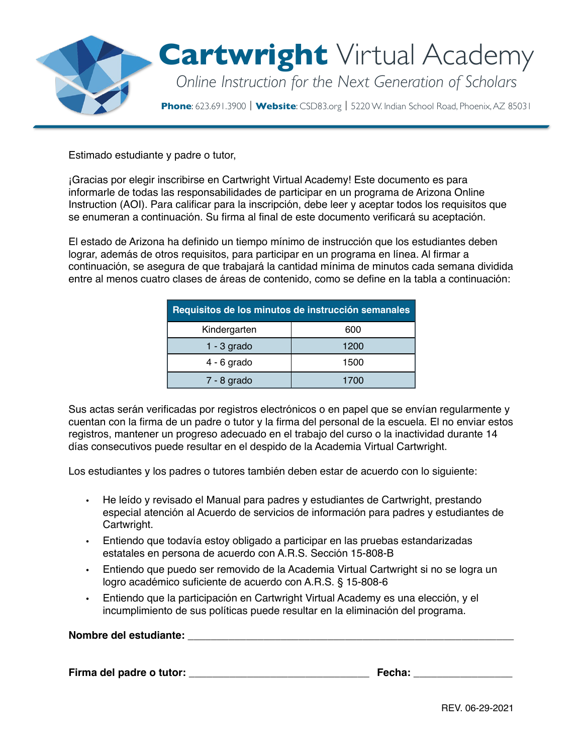# **Cartwright** Virtual Academy

*Online Instruction for the Next Generation of Scholars*

**Phone**: 623.691.3900 | **Website**: CSD83.org | 5220 W. Indian School Road, Phoenix, AZ 85031

Estimado estudiante y padre o tutor,

¡Gracias por elegir inscribirse en Cartwright Virtual Academy! Este documento es para informarle de todas las responsabilidades de participar en un programa de Arizona Online Instruction (AOI). Para calificar para la inscripción, debe leer y aceptar todos los requisitos que se enumeran a continuación. Su firma al final de este documento verificará su aceptación.

El estado de Arizona ha definido un tiempo mínimo de instrucción que los estudiantes deben lograr, además de otros requisitos, para participar en un programa en línea. Al firmar a continuación, se asegura de que trabajará la cantidad mínima de minutos cada semana dividida entre al menos cuatro clases de áreas de contenido, como se define en la tabla a continuación:

| **Requisitos de los minutos de instrucción semanales** | |
|---|---|
| Kindergarten | 600 |
| 1 - 3 grado | 1200 |
| 4 - 6 grado | 1500 |
| 7 - 8 grado | 1700 |

Sus actas serán verificadas por registros electrónicos o en papel que se envían regularmente y cuentan con la firma de un padre o tutor y la firma del personal de la escuela. El no enviar estos registros, mantener un progreso adecuado en el trabajo del curso o la inactividad durante 14 días consecutivos puede resultar en el despido de la Academia Virtual Cartwright.

Los estudiantes y los padres o tutores también deben estar de acuerdo con lo siguiente:

- He leído y revisado el Manual para padres y estudiantes de Cartwright, prestando especial atención al Acuerdo de servicios de información para padres y estudiantes de Cartwright.
- Entiendo que todavía estoy obligado a participar en las pruebas estandarizadas estatales en persona de acuerdo con A.R.S. Sección 15-808-B
- Entiendo que puedo ser removido de la Academia Virtual Cartwright si no se logra un logro académico suficiente de acuerdo con A.R.S. § 15-808-6
- Entiendo que la participación en Cartwright Virtual Academy es una elección, y el incumplimiento de sus políticas puede resultar en la eliminación del programa.

**Nombre del estudiante:** ____________________________________________________________

**Firma del padre o tutor:** ________________________________ **Fecha:** _________________

REV. 06-29-2021